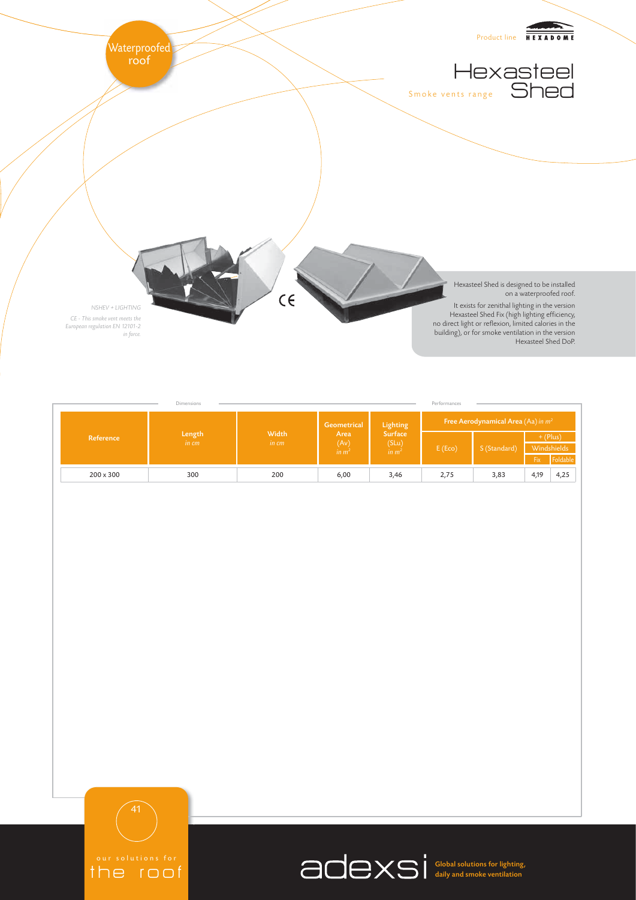Waterproofed roof

Product line HEXADOME

# Hexasteel Shed

Smoke vents range

*NSHEV + LIGHTING*

*CE - This smoke vent meets the European regulation EN 12101-2 in force.*

Hexasteel Shed is designed to be installed on a waterproofed roof.

It exists for zenithal lighting in the version Hexasteel Shed Fix (high lighting efficiency, no direct light or reflexion, limited calories in the building), or for smoke ventilation in the version Hexasteel Shed DoP.

| Reference | Dimensions | | | | Performances | | | |
|---|---|---|---|---|---|---|---|---|
| | Length in cm | Width in cm | Geometrical Area (Av) in $m^2$ | Lighting Surface (SLu) in $m^2$ | Free Aerodynamical Area (Aa) in $m^2$ | | | |
| | | | | | E (Eco) | S (Standard) | + (Plus) Windshields | |
| | | | | | | | Fix | Foldable |
| 200 x 300 | 300 | 200 | 6,00 | 3,46 | 2,75 | 3,83 | 4,19 | 4,25 |

our solutions for the roof

adexsi Global solutions for lighting, daily and smoke ventilation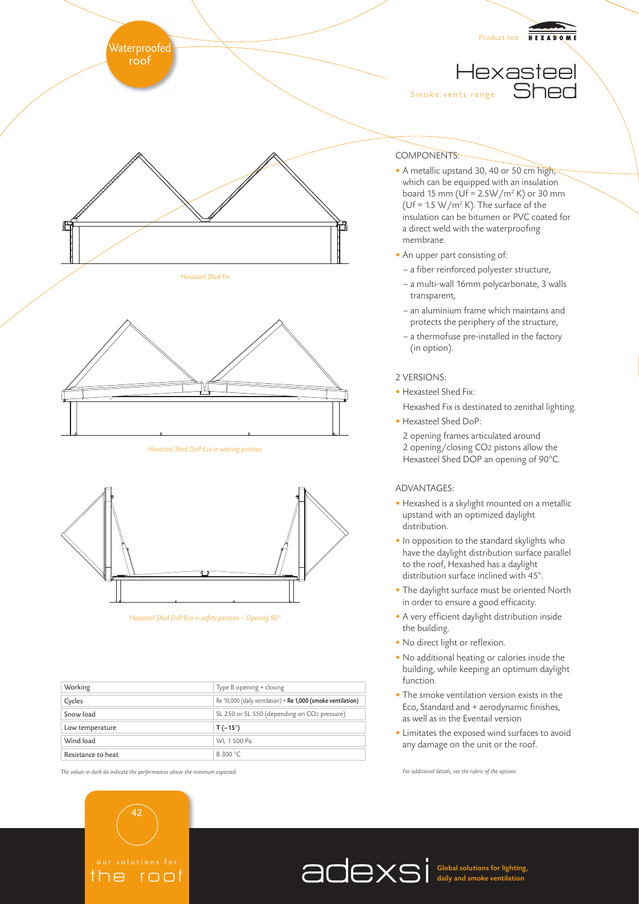Waterproofed roof

Product line HEXADOME

# Hexasteel Shed

Smoke vents range

*Hexasteel Shed Fix*

*Hexasteel Shed DoP Eco in waiting position*

*Hexasteel Shed DoP Eco in safety position – Opening 90°*

| | |
|---|---|
| Working | Type B opening + closing |
| Cycles | Re 10,000 (daily ventilation) + **Re 1,000 (smoke ventilation)** |
| Snow load | SL 250 or SL 550 (depending on $CO_2$ pressure) |
| Low temperature | **T (–15°)** |
| Wind load | WL 1 500 Pa |
| Resistance to heat | B 300 °C |

*The values in dark do indicate the performances above the minimum expected.*

## COMPONENTS:

- A metallic upstand 30, 40 or 50 cm high, which can be equipped with an insulation board 15 mm (Uf = 2.5W/m² K) or 30 mm (Uf = 1.5 W/m² K). The surface of the insulation can be bitumen or PVC coated for a direct weld with the waterproofing membrane.
- An upper part consisting of:
  - a fiber reinforced polyester structure,
  - a multi-wall 16mm polycarbonate, 3 walls transparent,
  - an aluminium frame which maintains and protects the periphery of the structure,
  - a thermofuse pre-installed in the factory (in option).

## 2 VERSIONS:

- Hexasteel Shed Fix:

  Hexashed Fix is destinated to zenithal lighting.
- Hexasteel Shed DoP:

  2 opening frames articulated around 2 opening/closing $CO_2$ pistons allow the Hexasteel Shed DOP an opening of 90°C.

## ADVANTAGES:

- Hexashed is a skylight mounted on a metallic upstand with an optimized daylight distribution.
- In opposition to the standard skylights who have the daylight distribution surface parallel to the roof, Hexashed has a daylight distribution surface inclined with 45°.
- The daylight surface must be oriented North in order to ensure a good efficacity.
- A very efficient daylight distribution inside the building.
- No direct light or reflexion.
- No additional heating or calories inside the building, while keeping an optimum daylight function.
- The smoke ventilation version exists in the Eco, Standard and + aerodynamic finishes, as well as in the Eventail version
- Limitates the exposed wind surfaces to avoid any damage on the unit or the roof.

*For additional details, see the rubric of the options.*

our solutions for the roof

adexsi Global solutions for lighting, daily and smoke ventilation